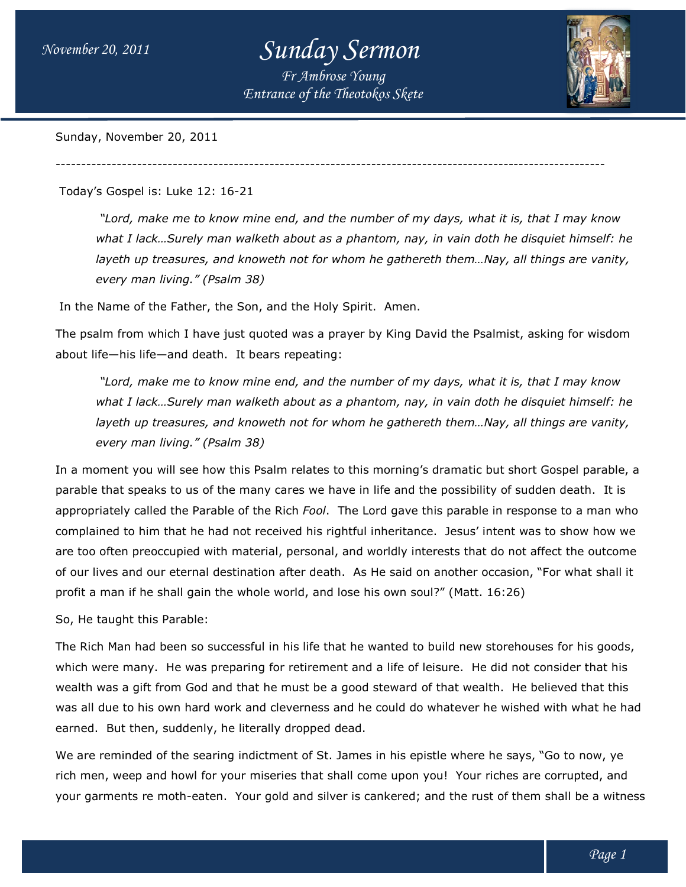Sunday, November 20, 2011

---

Today's Gospel is: Luke 12: 16-21

> *"Lord, make me to know mine end, and the number of my days, what it is, that I may know what I lack…Surely man walketh about as a phantom, nay, in vain doth he disquiet himself: he layeth up treasures, and knoweth not for whom he gathereth them…Nay, all things are vanity, every man living." (Psalm 38)*

In the Name of the Father, the Son, and the Holy Spirit. Amen.

The psalm from which I have just quoted was a prayer by King David the Psalmist, asking for wisdom about life—his life—and death. It bears repeating:

> *"Lord, make me to know mine end, and the number of my days, what it is, that I may know what I lack…Surely man walketh about as a phantom, nay, in vain doth he disquiet himself: he layeth up treasures, and knoweth not for whom he gathereth them…Nay, all things are vanity, every man living." (Psalm 38)*

In a moment you will see how this Psalm relates to this morning's dramatic but short Gospel parable, a parable that speaks to us of the many cares we have in life and the possibility of sudden death. It is appropriately called the Parable of the Rich *Fool*. The Lord gave this parable in response to a man who complained to him that he had not received his rightful inheritance. Jesus' intent was to show how we are too often preoccupied with material, personal, and worldly interests that do not affect the outcome of our lives and our eternal destination after death. As He said on another occasion, "For what shall it profit a man if he shall gain the whole world, and lose his own soul?" (Matt. 16:26)

So, He taught this Parable:

The Rich Man had been so successful in his life that he wanted to build new storehouses for his goods, which were many. He was preparing for retirement and a life of leisure. He did not consider that his wealth was a gift from God and that he must be a good steward of that wealth. He believed that this was all due to his own hard work and cleverness and he could do whatever he wished with what he had earned. But then, suddenly, he literally dropped dead.

We are reminded of the searing indictment of St. James in his epistle where he says, "Go to now, ye rich men, weep and howl for your miseries that shall come upon you! Your riches are corrupted, and your garments re moth-eaten. Your gold and silver is cankered; and the rust of them shall be a witness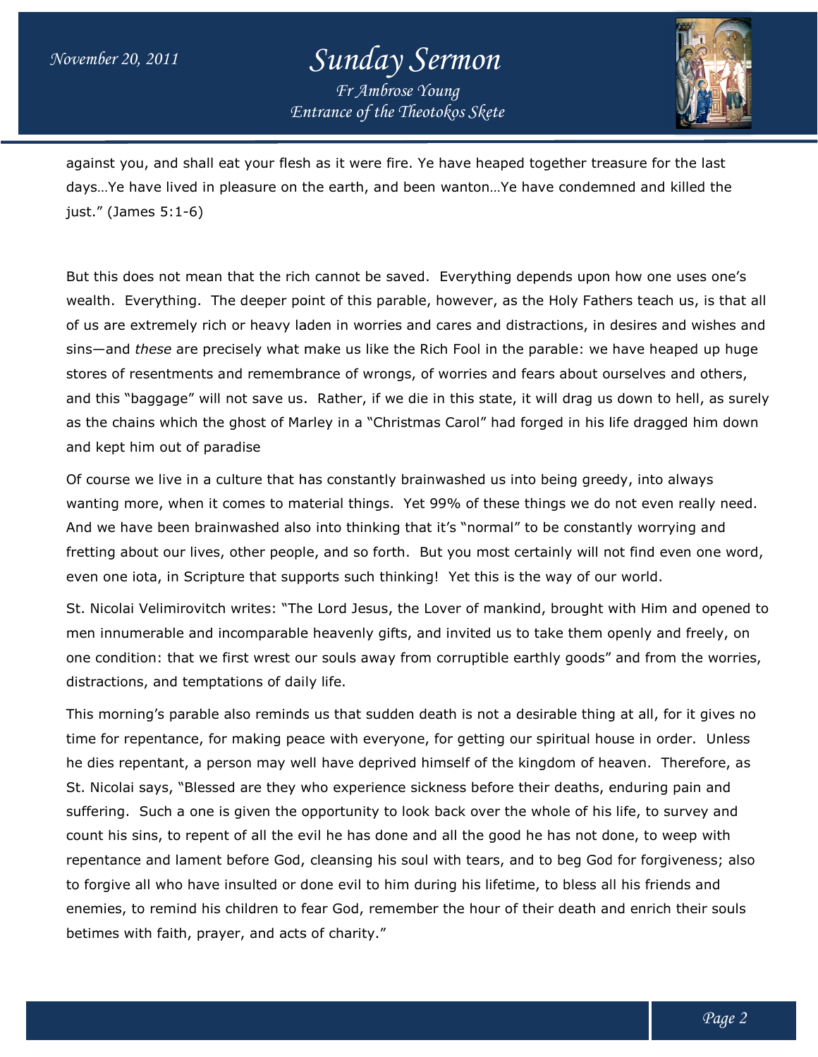against you, and shall eat your flesh as it were fire. Ye have heaped together treasure for the last days…Ye have lived in pleasure on the earth, and been wanton…Ye have condemned and killed the just." (James 5:1-6)

But this does not mean that the rich cannot be saved. Everything depends upon how one uses one's wealth. Everything. The deeper point of this parable, however, as the Holy Fathers teach us, is that all of us are extremely rich or heavy laden in worries and cares and distractions, in desires and wishes and sins—and *these* are precisely what make us like the Rich Fool in the parable: we have heaped up huge stores of resentments and remembrance of wrongs, of worries and fears about ourselves and others, and this "baggage" will not save us. Rather, if we die in this state, it will drag us down to hell, as surely as the chains which the ghost of Marley in a "Christmas Carol" had forged in his life dragged him down and kept him out of paradise

Of course we live in a culture that has constantly brainwashed us into being greedy, into always wanting more, when it comes to material things. Yet 99% of these things we do not even really need. And we have been brainwashed also into thinking that it's "normal" to be constantly worrying and fretting about our lives, other people, and so forth. But you most certainly will not find even one word, even one iota, in Scripture that supports such thinking! Yet this is the way of our world.

St. Nicolai Velimirovitch writes: "The Lord Jesus, the Lover of mankind, brought with Him and opened to men innumerable and incomparable heavenly gifts, and invited us to take them openly and freely, on one condition: that we first wrest our souls away from corruptible earthly goods" and from the worries, distractions, and temptations of daily life.

This morning's parable also reminds us that sudden death is not a desirable thing at all, for it gives no time for repentance, for making peace with everyone, for getting our spiritual house in order. Unless he dies repentant, a person may well have deprived himself of the kingdom of heaven. Therefore, as St. Nicolai says, "Blessed are they who experience sickness before their deaths, enduring pain and suffering. Such a one is given the opportunity to look back over the whole of his life, to survey and count his sins, to repent of all the evil he has done and all the good he has not done, to weep with repentance and lament before God, cleansing his soul with tears, and to beg God for forgiveness; also to forgive all who have insulted or done evil to him during his lifetime, to bless all his friends and enemies, to remind his children to fear God, remember the hour of their death and enrich their souls betimes with faith, prayer, and acts of charity."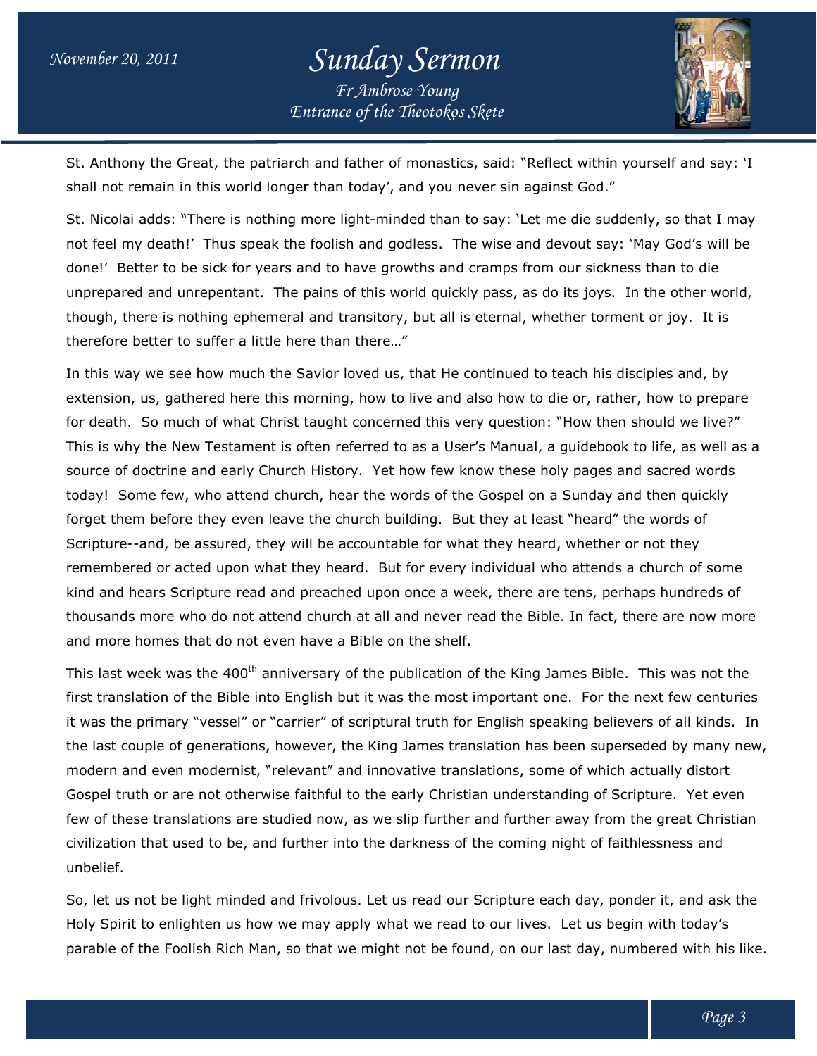St. Anthony the Great, the patriarch and father of monastics, said: "Reflect within yourself and say: 'I shall not remain in this world longer than today', and you never sin against God."

St. Nicolai adds: "There is nothing more light-minded than to say: 'Let me die suddenly, so that I may not feel my death!' Thus speak the foolish and godless. The wise and devout say: 'May God's will be done!' Better to be sick for years and to have growths and cramps from our sickness than to die unprepared and unrepentant. The pains of this world quickly pass, as do its joys. In the other world, though, there is nothing ephemeral and transitory, but all is eternal, whether torment or joy. It is therefore better to suffer a little here than there…"

In this way we see how much the Savior loved us, that He continued to teach his disciples and, by extension, us, gathered here this morning, how to live and also how to die or, rather, how to prepare for death. So much of what Christ taught concerned this very question: "How then should we live?" This is why the New Testament is often referred to as a User's Manual, a guidebook to life, as well as a source of doctrine and early Church History. Yet how few know these holy pages and sacred words today! Some few, who attend church, hear the words of the Gospel on a Sunday and then quickly forget them before they even leave the church building. But they at least "heard" the words of Scripture--and, be assured, they will be accountable for what they heard, whether or not they remembered or acted upon what they heard. But for every individual who attends a church of some kind and hears Scripture read and preached upon once a week, there are tens, perhaps hundreds of thousands more who do not attend church at all and never read the Bible. In fact, there are now more and more homes that do not even have a Bible on the shelf.

This last week was the 400th anniversary of the publication of the King James Bible. This was not the first translation of the Bible into English but it was the most important one. For the next few centuries it was the primary "vessel" or "carrier" of scriptural truth for English speaking believers of all kinds. In the last couple of generations, however, the King James translation has been superseded by many new, modern and even modernist, "relevant" and innovative translations, some of which actually distort Gospel truth or are not otherwise faithful to the early Christian understanding of Scripture. Yet even few of these translations are studied now, as we slip further and further away from the great Christian civilization that used to be, and further into the darkness of the coming night of faithlessness and unbelief.

So, let us not be light minded and frivolous. Let us read our Scripture each day, ponder it, and ask the Holy Spirit to enlighten us how we may apply what we read to our lives. Let us begin with today's parable of the Foolish Rich Man, so that we might not be found, on our last day, numbered with his like.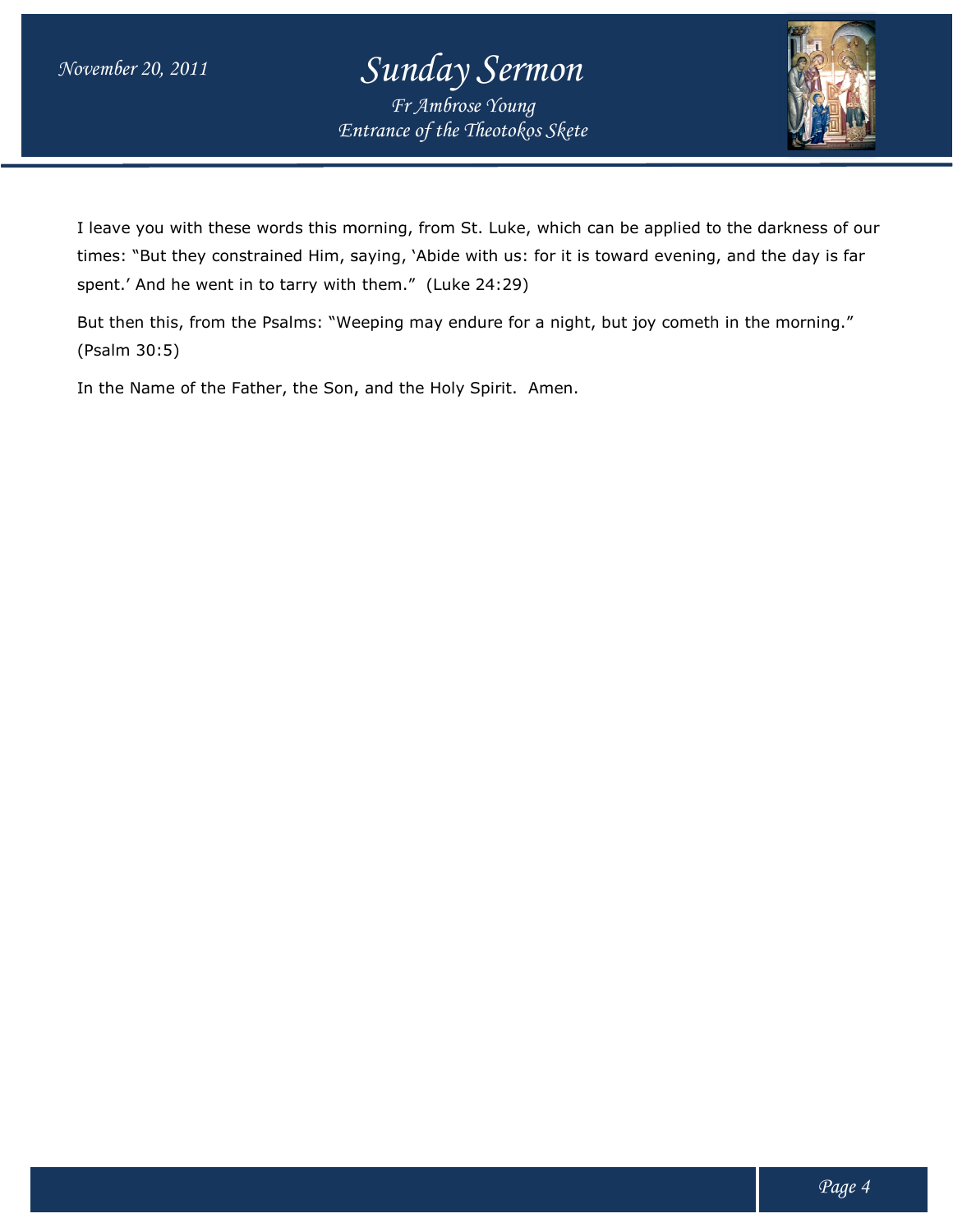I leave you with these words this morning, from St. Luke, which can be applied to the darkness of our times: “But they constrained Him, saying, ‘Abide with us: for it is toward evening, and the day is far spent.’ And he went in to tarry with them.” (Luke 24:29)

But then this, from the Psalms: “Weeping may endure for a night, but joy cometh in the morning.” (Psalm 30:5)

In the Name of the Father, the Son, and the Holy Spirit. Amen.